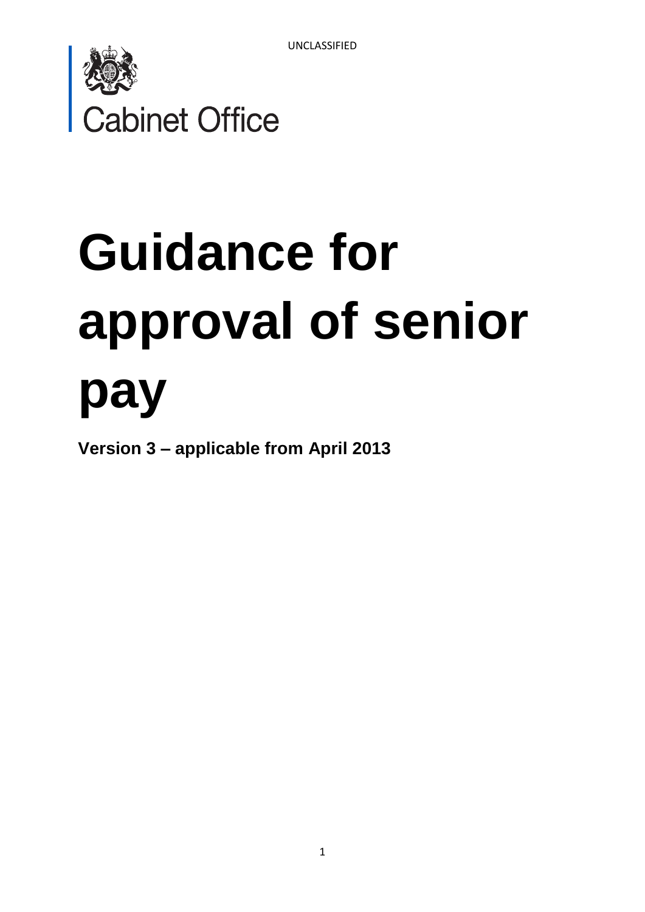UNCLASSIFIED

Cabinet Office

# Guidance for approval of senior pay

**Version 3 – applicable from April 2013**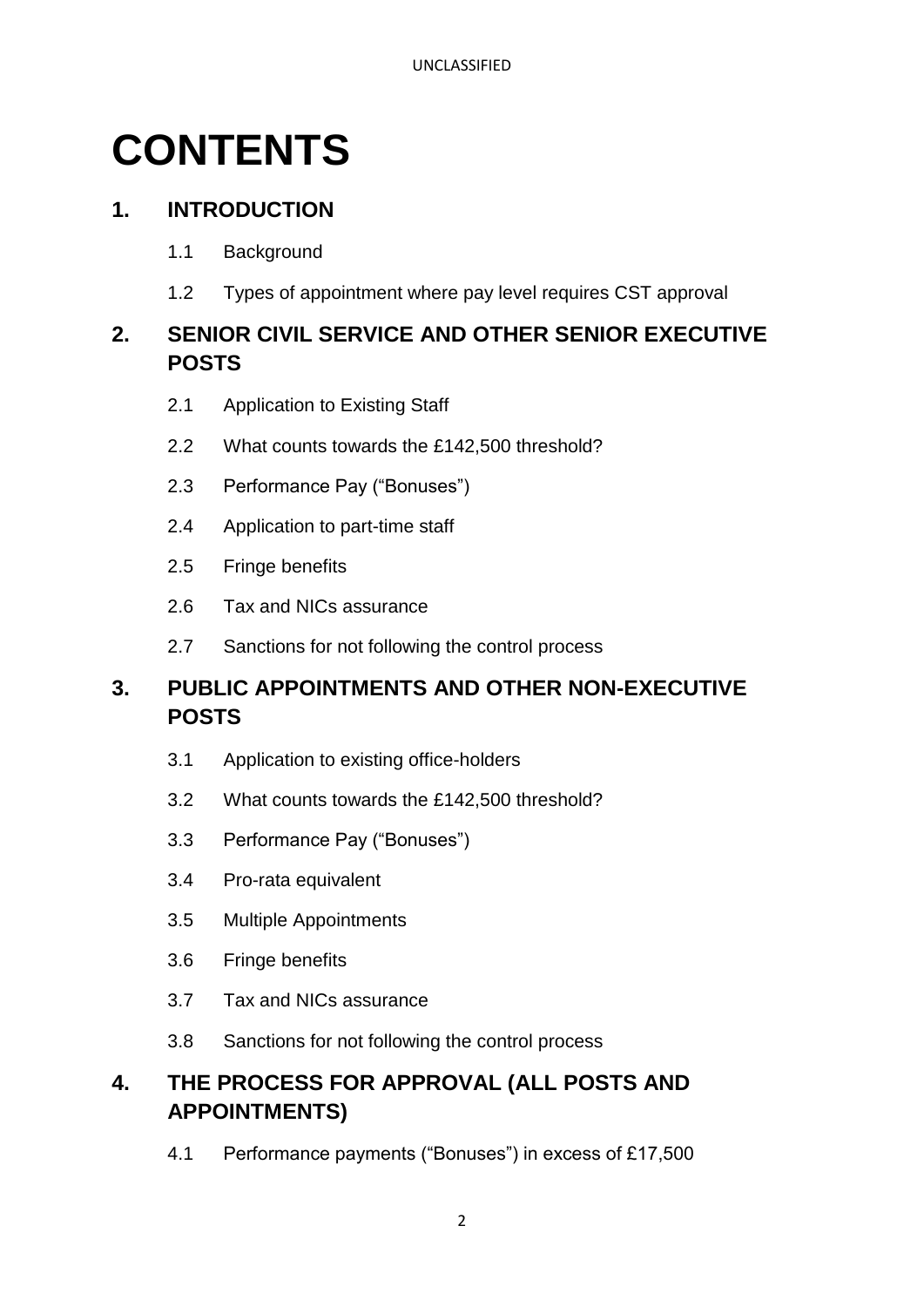# CONTENTS

## 1. INTRODUCTION

1.1 Background

1.2 Types of appointment where pay level requires CST approval

## 2. SENIOR CIVIL SERVICE AND OTHER SENIOR EXECUTIVE POSTS

2.1 Application to Existing Staff

2.2 What counts towards the £142,500 threshold?

2.3 Performance Pay ("Bonuses")

2.4 Application to part-time staff

2.5 Fringe benefits

2.6 Tax and NICs assurance

2.7 Sanctions for not following the control process

## 3. PUBLIC APPOINTMENTS AND OTHER NON-EXECUTIVE POSTS

3.1 Application to existing office-holders

3.2 What counts towards the £142,500 threshold?

3.3 Performance Pay ("Bonuses")

3.4 Pro-rata equivalent

3.5 Multiple Appointments

3.6 Fringe benefits

3.7 Tax and NICs assurance

3.8 Sanctions for not following the control process

## 4. THE PROCESS FOR APPROVAL (ALL POSTS AND APPOINTMENTS)

4.1 Performance payments ("Bonuses") in excess of £17,500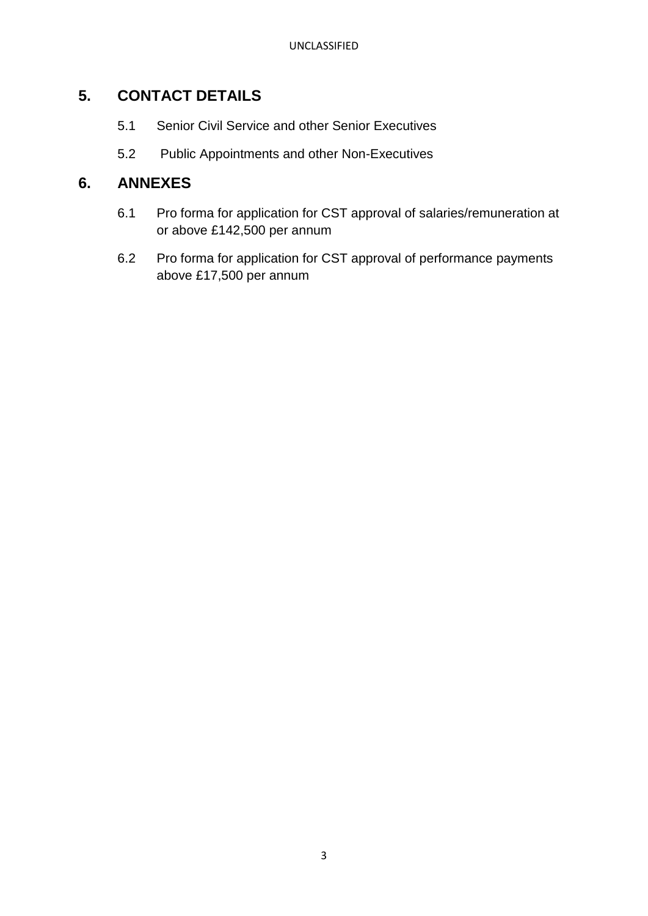## 5. CONTACT DETAILS

5.1 Senior Civil Service and other Senior Executives

5.2 Public Appointments and other Non-Executives

## 6. ANNEXES

6.1 Pro forma for application for CST approval of salaries/remuneration at or above £142,500 per annum

6.2 Pro forma for application for CST approval of performance payments above £17,500 per annum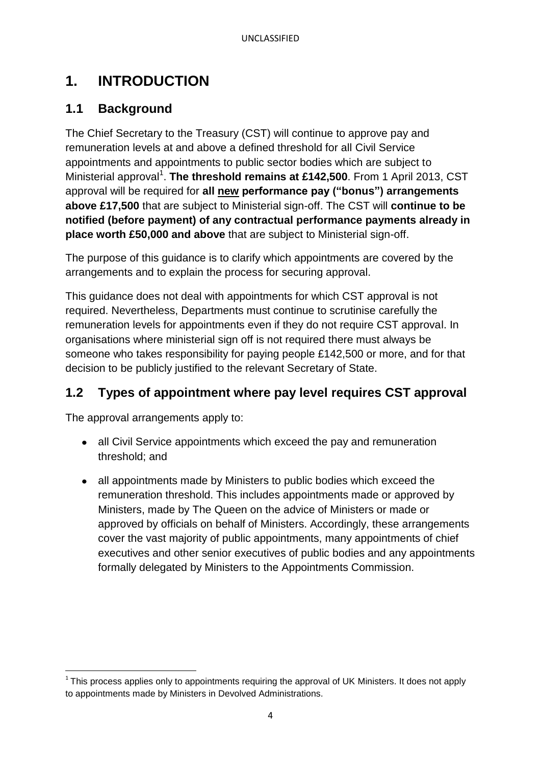# 1. INTRODUCTION

## 1.1 Background

The Chief Secretary to the Treasury (CST) will continue to approve pay and remuneration levels at and above a defined threshold for all Civil Service appointments and appointments to public sector bodies which are subject to Ministerial approval[1]. **The threshold remains at £142,500**. From 1 April 2013, CST approval will be required for **all new performance pay ("bonus") arrangements above £17,500** that are subject to Ministerial sign-off. The CST will **continue to be notified (before payment) of any contractual performance payments already in place worth £50,000 and above** that are subject to Ministerial sign-off.

The purpose of this guidance is to clarify which appointments are covered by the arrangements and to explain the process for securing approval.

This guidance does not deal with appointments for which CST approval is not required. Nevertheless, Departments must continue to scrutinise carefully the remuneration levels for appointments even if they do not require CST approval. In organisations where ministerial sign off is not required there must always be someone who takes responsibility for paying people £142,500 or more, and for that decision to be publicly justified to the relevant Secretary of State.

## 1.2 Types of appointment where pay level requires CST approval

The approval arrangements apply to:

- all Civil Service appointments which exceed the pay and remuneration threshold; and
- all appointments made by Ministers to public bodies which exceed the remuneration threshold. This includes appointments made or approved by Ministers, made by The Queen on the advice of Ministers or made or approved by officials on behalf of Ministers. Accordingly, these arrangements cover the vast majority of public appointments, many appointments of chief executives and other senior executives of public bodies and any appointments formally delegated by Ministers to the Appointments Commission.

[1] This process applies only to appointments requiring the approval of UK Ministers. It does not apply to appointments made by Ministers in Devolved Administrations.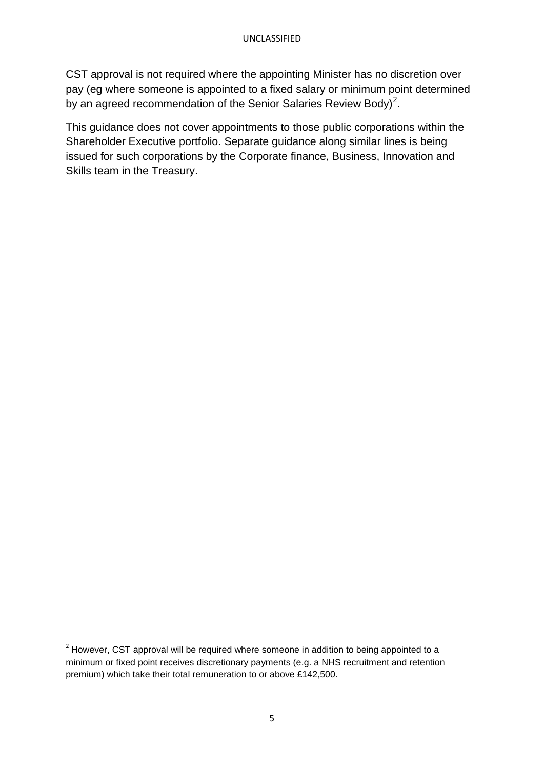CST approval is not required where the appointing Minister has no discretion over pay (eg where someone is appointed to a fixed salary or minimum point determined by an agreed recommendation of the Senior Salaries Review Body)[2].

This guidance does not cover appointments to those public corporations within the Shareholder Executive portfolio. Separate guidance along similar lines is being issued for such corporations by the Corporate finance, Business, Innovation and Skills team in the Treasury.

[2] However, CST approval will be required where someone in addition to being appointed to a minimum or fixed point receives discretionary payments (e.g. a NHS recruitment and retention premium) which take their total remuneration to or above £142,500.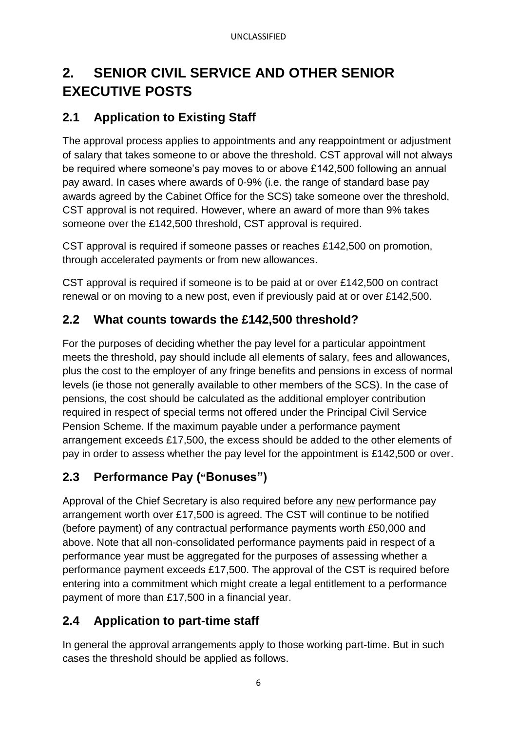# 2. SENIOR CIVIL SERVICE AND OTHER SENIOR EXECUTIVE POSTS

## 2.1 Application to Existing Staff

The approval process applies to appointments and any reappointment or adjustment of salary that takes someone to or above the threshold. CST approval will not always be required where someone's pay moves to or above £142,500 following an annual pay award. In cases where awards of 0-9% (i.e. the range of standard base pay awards agreed by the Cabinet Office for the SCS) take someone over the threshold, CST approval is not required. However, where an award of more than 9% takes someone over the £142,500 threshold, CST approval is required.

CST approval is required if someone passes or reaches £142,500 on promotion, through accelerated payments or from new allowances.

CST approval is required if someone is to be paid at or over £142,500 on contract renewal or on moving to a new post, even if previously paid at or over £142,500.

## 2.2 What counts towards the £142,500 threshold?

For the purposes of deciding whether the pay level for a particular appointment meets the threshold, pay should include all elements of salary, fees and allowances, plus the cost to the employer of any fringe benefits and pensions in excess of normal levels (ie those not generally available to other members of the SCS). In the case of pensions, the cost should be calculated as the additional employer contribution required in respect of special terms not offered under the Principal Civil Service Pension Scheme. If the maximum payable under a performance payment arrangement exceeds £17,500, the excess should be added to the other elements of pay in order to assess whether the pay level for the appointment is £142,500 or over.

## 2.3 Performance Pay ("Bonuses")

Approval of the Chief Secretary is also required before any new performance pay arrangement worth over £17,500 is agreed. The CST will continue to be notified (before payment) of any contractual performance payments worth £50,000 and above. Note that all non-consolidated performance payments paid in respect of a performance year must be aggregated for the purposes of assessing whether a performance payment exceeds £17,500. The approval of the CST is required before entering into a commitment which might create a legal entitlement to a performance payment of more than £17,500 in a financial year.

## 2.4 Application to part-time staff

In general the approval arrangements apply to those working part-time. But in such cases the threshold should be applied as follows.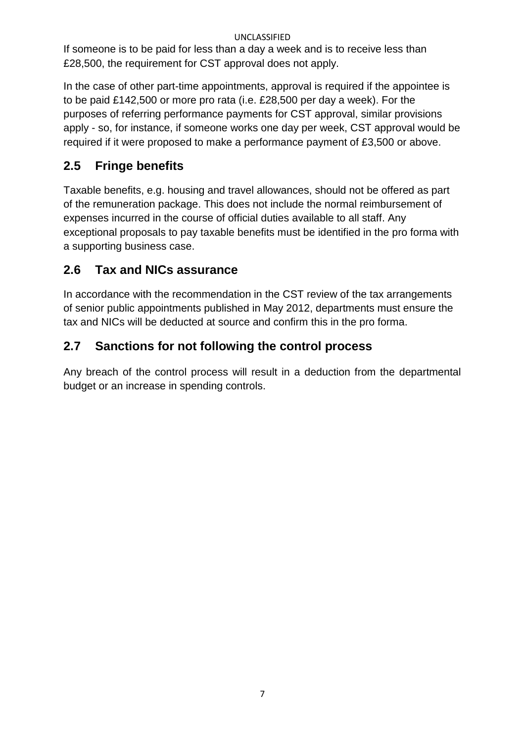If someone is to be paid for less than a day a week and is to receive less than £28,500, the requirement for CST approval does not apply.

In the case of other part-time appointments, approval is required if the appointee is to be paid £142,500 or more pro rata (i.e. £28,500 per day a week). For the purposes of referring performance payments for CST approval, similar provisions apply - so, for instance, if someone works one day per week, CST approval would be required if it were proposed to make a performance payment of £3,500 or above.

## 2.5 Fringe benefits

Taxable benefits, e.g. housing and travel allowances, should not be offered as part of the remuneration package. This does not include the normal reimbursement of expenses incurred in the course of official duties available to all staff. Any exceptional proposals to pay taxable benefits must be identified in the pro forma with a supporting business case.

## 2.6 Tax and NICs assurance

In accordance with the recommendation in the CST review of the tax arrangements of senior public appointments published in May 2012, departments must ensure the tax and NICs will be deducted at source and confirm this in the pro forma.

## 2.7 Sanctions for not following the control process

Any breach of the control process will result in a deduction from the departmental budget or an increase in spending controls.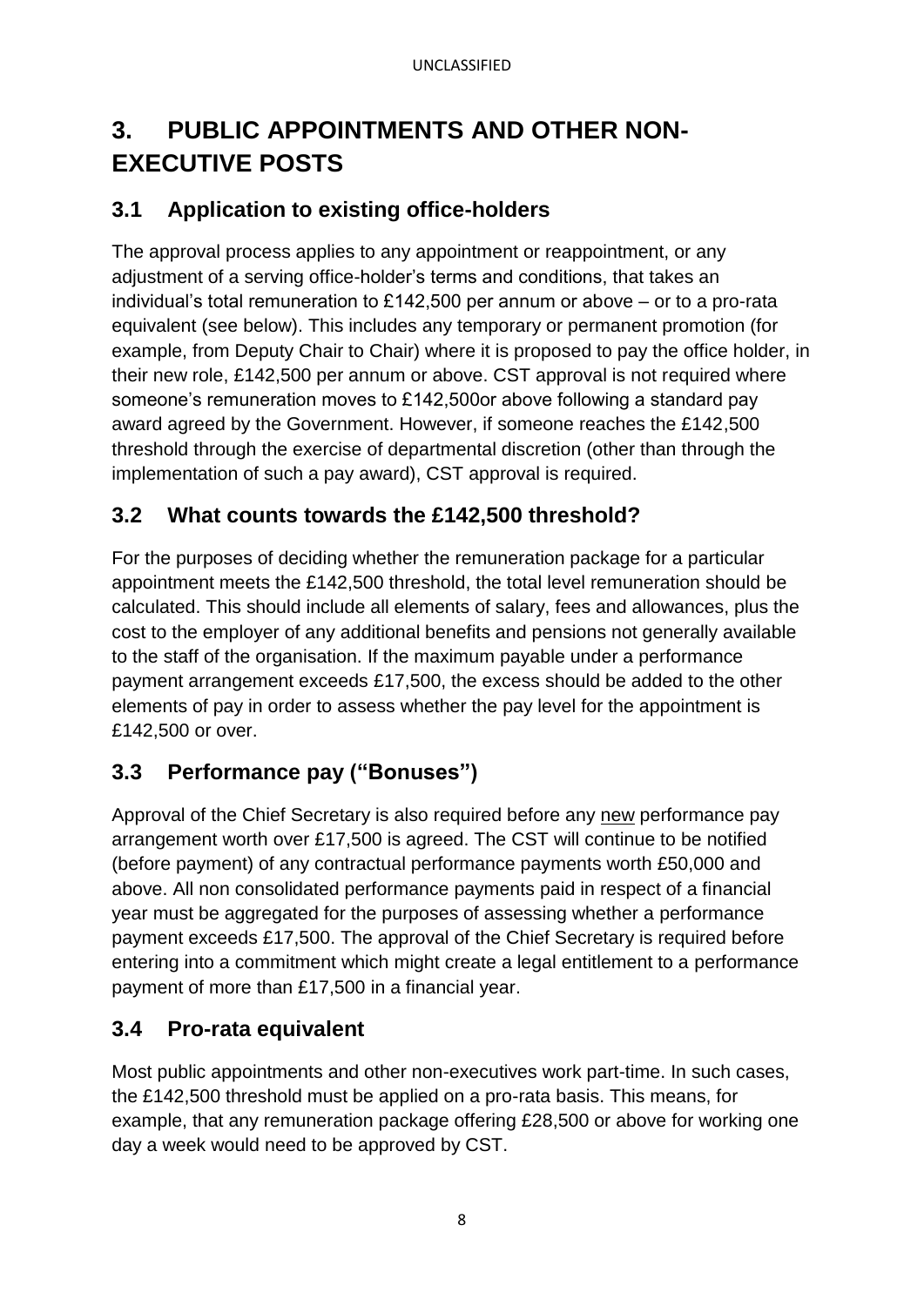# 3. PUBLIC APPOINTMENTS AND OTHER NON-EXECUTIVE POSTS

## 3.1 Application to existing office-holders

The approval process applies to any appointment or reappointment, or any adjustment of a serving office-holder's terms and conditions, that takes an individual's total remuneration to £142,500 per annum or above – or to a pro-rata equivalent (see below). This includes any temporary or permanent promotion (for example, from Deputy Chair to Chair) where it is proposed to pay the office holder, in their new role, £142,500 per annum or above. CST approval is not required where someone's remuneration moves to £142,500or above following a standard pay award agreed by the Government. However, if someone reaches the £142,500 threshold through the exercise of departmental discretion (other than through the implementation of such a pay award), CST approval is required.

## 3.2 What counts towards the £142,500 threshold?

For the purposes of deciding whether the remuneration package for a particular appointment meets the £142,500 threshold, the total level remuneration should be calculated. This should include all elements of salary, fees and allowances, plus the cost to the employer of any additional benefits and pensions not generally available to the staff of the organisation. If the maximum payable under a performance payment arrangement exceeds £17,500, the excess should be added to the other elements of pay in order to assess whether the pay level for the appointment is £142,500 or over.

## 3.3 Performance pay ("Bonuses")

Approval of the Chief Secretary is also required before any new performance pay arrangement worth over £17,500 is agreed. The CST will continue to be notified (before payment) of any contractual performance payments worth £50,000 and above. All non consolidated performance payments paid in respect of a financial year must be aggregated for the purposes of assessing whether a performance payment exceeds £17,500. The approval of the Chief Secretary is required before entering into a commitment which might create a legal entitlement to a performance payment of more than £17,500 in a financial year.

## 3.4 Pro-rata equivalent

Most public appointments and other non-executives work part-time. In such cases, the £142,500 threshold must be applied on a pro-rata basis. This means, for example, that any remuneration package offering £28,500 or above for working one day a week would need to be approved by CST.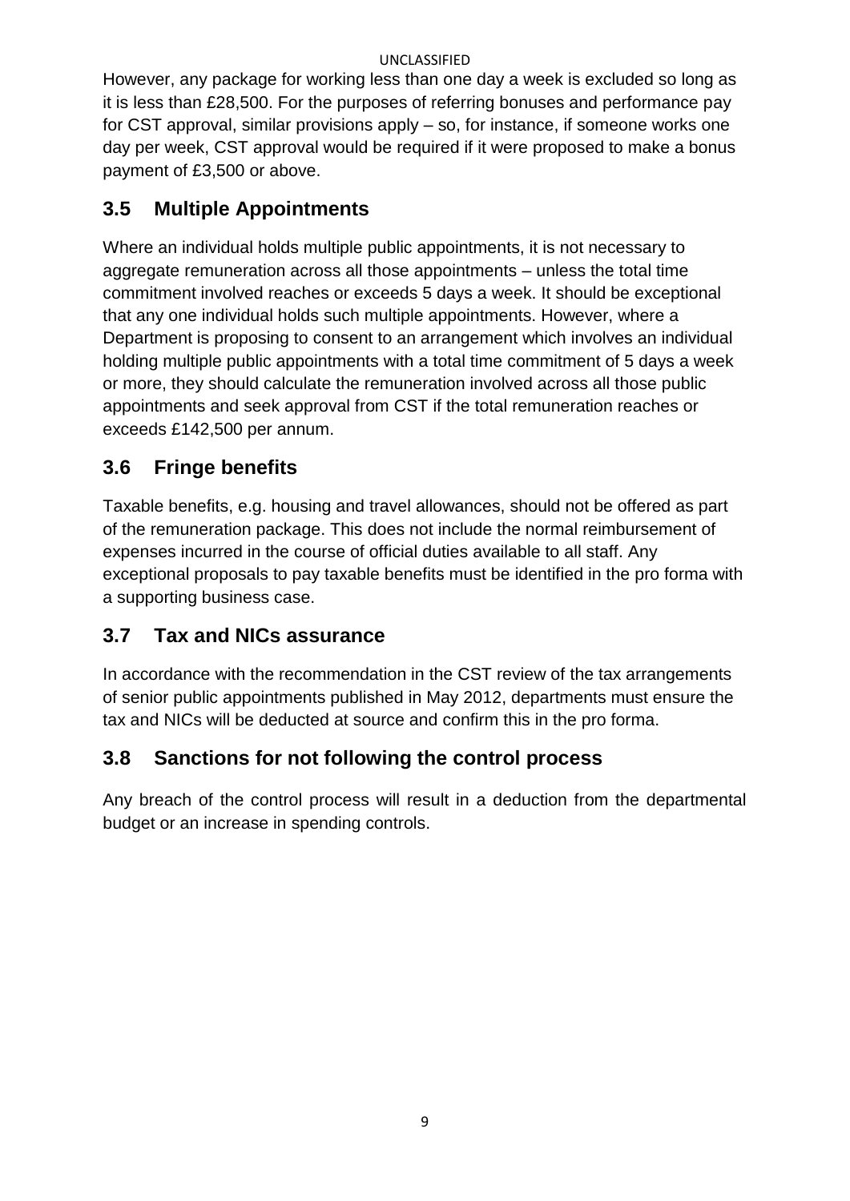However, any package for working less than one day a week is excluded so long as it is less than £28,500. For the purposes of referring bonuses and performance pay for CST approval, similar provisions apply – so, for instance, if someone works one day per week, CST approval would be required if it were proposed to make a bonus payment of £3,500 or above.

## 3.5 Multiple Appointments

Where an individual holds multiple public appointments, it is not necessary to aggregate remuneration across all those appointments – unless the total time commitment involved reaches or exceeds 5 days a week. It should be exceptional that any one individual holds such multiple appointments. However, where a Department is proposing to consent to an arrangement which involves an individual holding multiple public appointments with a total time commitment of 5 days a week or more, they should calculate the remuneration involved across all those public appointments and seek approval from CST if the total remuneration reaches or exceeds £142,500 per annum.

## 3.6 Fringe benefits

Taxable benefits, e.g. housing and travel allowances, should not be offered as part of the remuneration package. This does not include the normal reimbursement of expenses incurred in the course of official duties available to all staff. Any exceptional proposals to pay taxable benefits must be identified in the pro forma with a supporting business case.

## 3.7 Tax and NICs assurance

In accordance with the recommendation in the CST review of the tax arrangements of senior public appointments published in May 2012, departments must ensure the tax and NICs will be deducted at source and confirm this in the pro forma.

## 3.8 Sanctions for not following the control process

Any breach of the control process will result in a deduction from the departmental budget or an increase in spending controls.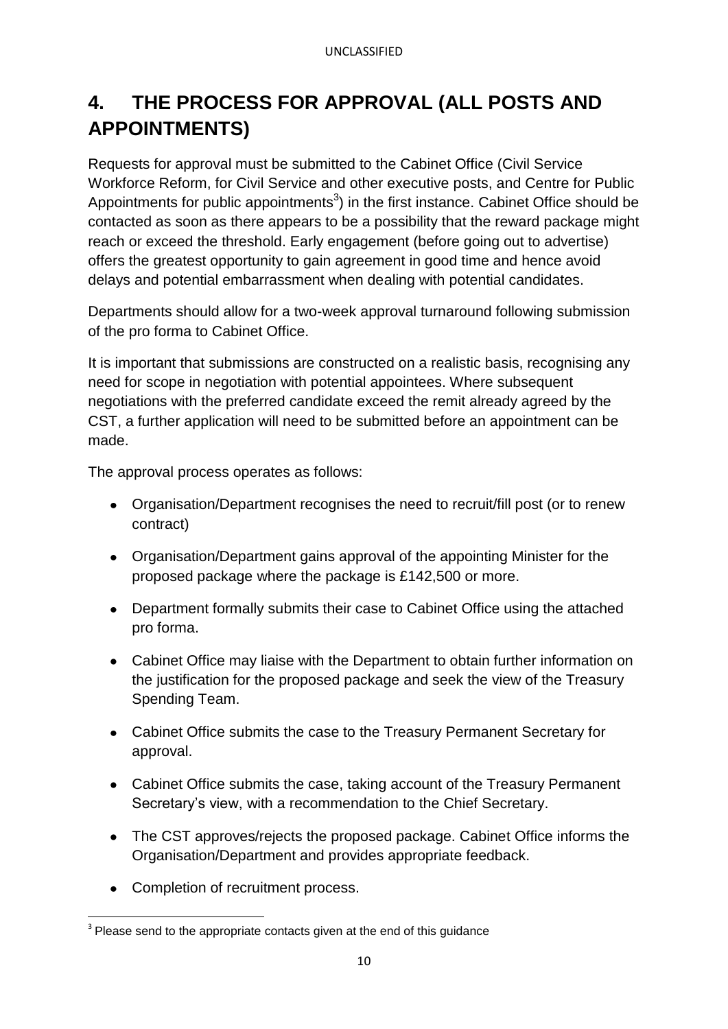# 4. THE PROCESS FOR APPROVAL (ALL POSTS AND APPOINTMENTS)

Requests for approval must be submitted to the Cabinet Office (Civil Service Workforce Reform, for Civil Service and other executive posts, and Centre for Public Appointments for public appointments[3]) in the first instance. Cabinet Office should be contacted as soon as there appears to be a possibility that the reward package might reach or exceed the threshold. Early engagement (before going out to advertise) offers the greatest opportunity to gain agreement in good time and hence avoid delays and potential embarrassment when dealing with potential candidates.

Departments should allow for a two-week approval turnaround following submission of the pro forma to Cabinet Office.

It is important that submissions are constructed on a realistic basis, recognising any need for scope in negotiation with potential appointees. Where subsequent negotiations with the preferred candidate exceed the remit already agreed by the CST, a further application will need to be submitted before an appointment can be made.

The approval process operates as follows:

- Organisation/Department recognises the need to recruit/fill post (or to renew contract)
- Organisation/Department gains approval of the appointing Minister for the proposed package where the package is £142,500 or more.
- Department formally submits their case to Cabinet Office using the attached pro forma.
- Cabinet Office may liaise with the Department to obtain further information on the justification for the proposed package and seek the view of the Treasury Spending Team.
- Cabinet Office submits the case to the Treasury Permanent Secretary for approval.
- Cabinet Office submits the case, taking account of the Treasury Permanent Secretary's view, with a recommendation to the Chief Secretary.
- The CST approves/rejects the proposed package. Cabinet Office informs the Organisation/Department and provides appropriate feedback.
- Completion of recruitment process.

[3] Please send to the appropriate contacts given at the end of this guidance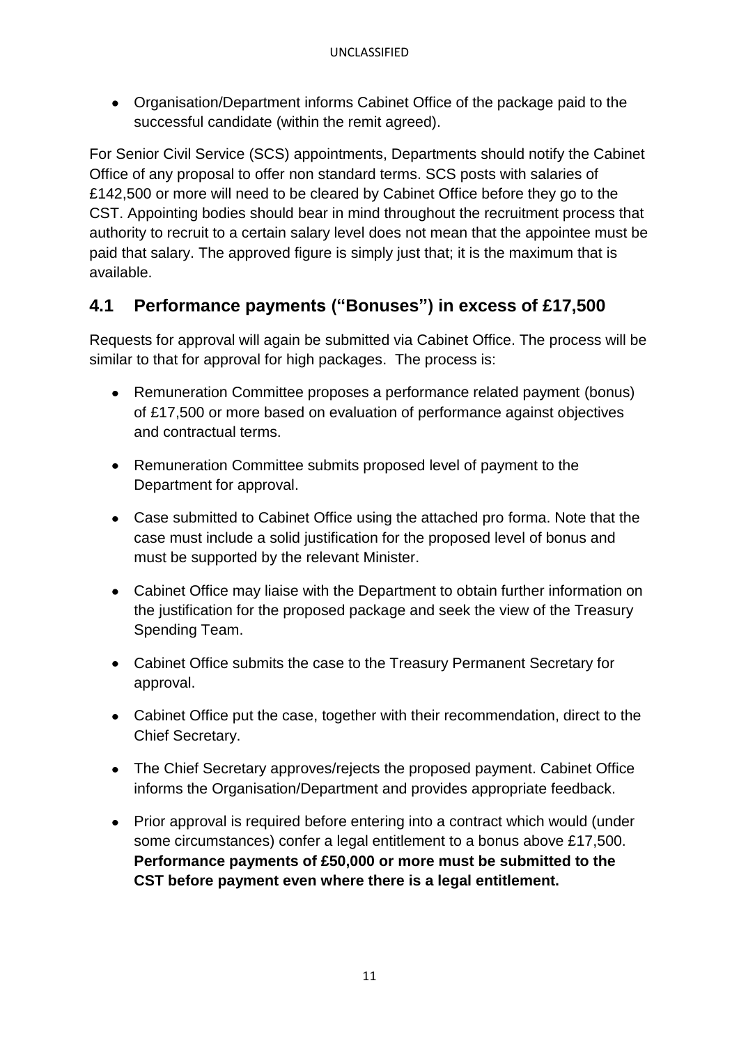- Organisation/Department informs Cabinet Office of the package paid to the successful candidate (within the remit agreed).

For Senior Civil Service (SCS) appointments, Departments should notify the Cabinet Office of any proposal to offer non standard terms. SCS posts with salaries of £142,500 or more will need to be cleared by Cabinet Office before they go to the CST. Appointing bodies should bear in mind throughout the recruitment process that authority to recruit to a certain salary level does not mean that the appointee must be paid that salary. The approved figure is simply just that; it is the maximum that is available.

## 4.1 Performance payments ("Bonuses") in excess of £17,500

Requests for approval will again be submitted via Cabinet Office. The process will be similar to that for approval for high packages. The process is:

- Remuneration Committee proposes a performance related payment (bonus) of £17,500 or more based on evaluation of performance against objectives and contractual terms.
- Remuneration Committee submits proposed level of payment to the Department for approval.
- Case submitted to Cabinet Office using the attached pro forma. Note that the case must include a solid justification for the proposed level of bonus and must be supported by the relevant Minister.
- Cabinet Office may liaise with the Department to obtain further information on the justification for the proposed package and seek the view of the Treasury Spending Team.
- Cabinet Office submits the case to the Treasury Permanent Secretary for approval.
- Cabinet Office put the case, together with their recommendation, direct to the Chief Secretary.
- The Chief Secretary approves/rejects the proposed payment. Cabinet Office informs the Organisation/Department and provides appropriate feedback.
- Prior approval is required before entering into a contract which would (under some circumstances) confer a legal entitlement to a bonus above £17,500. **Performance payments of £50,000 or more must be submitted to the CST before payment even where there is a legal entitlement.**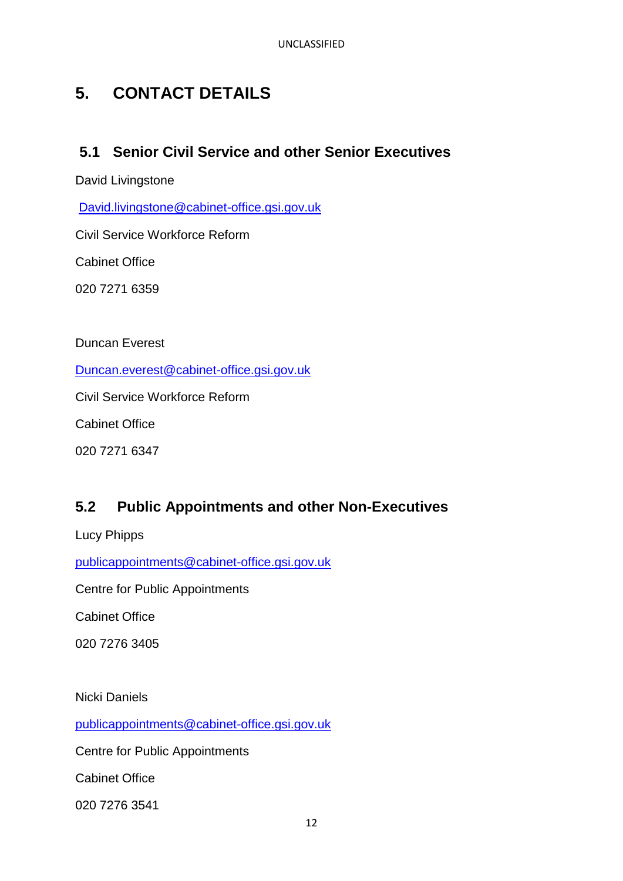# 5. CONTACT DETAILS

## 5.1 Senior Civil Service and other Senior Executives

David Livingstone

David.livingstone@cabinet-office.gsi.gov.uk

Civil Service Workforce Reform

Cabinet Office

020 7271 6359

Duncan Everest

Duncan.everest@cabinet-office.gsi.gov.uk

Civil Service Workforce Reform

Cabinet Office

020 7271 6347

## 5.2 Public Appointments and other Non-Executives

Lucy Phipps

publicappointments@cabinet-office.gsi.gov.uk

Centre for Public Appointments

Cabinet Office

020 7276 3405

Nicki Daniels

publicappointments@cabinet-office.gsi.gov.uk

Centre for Public Appointments

Cabinet Office

020 7276 3541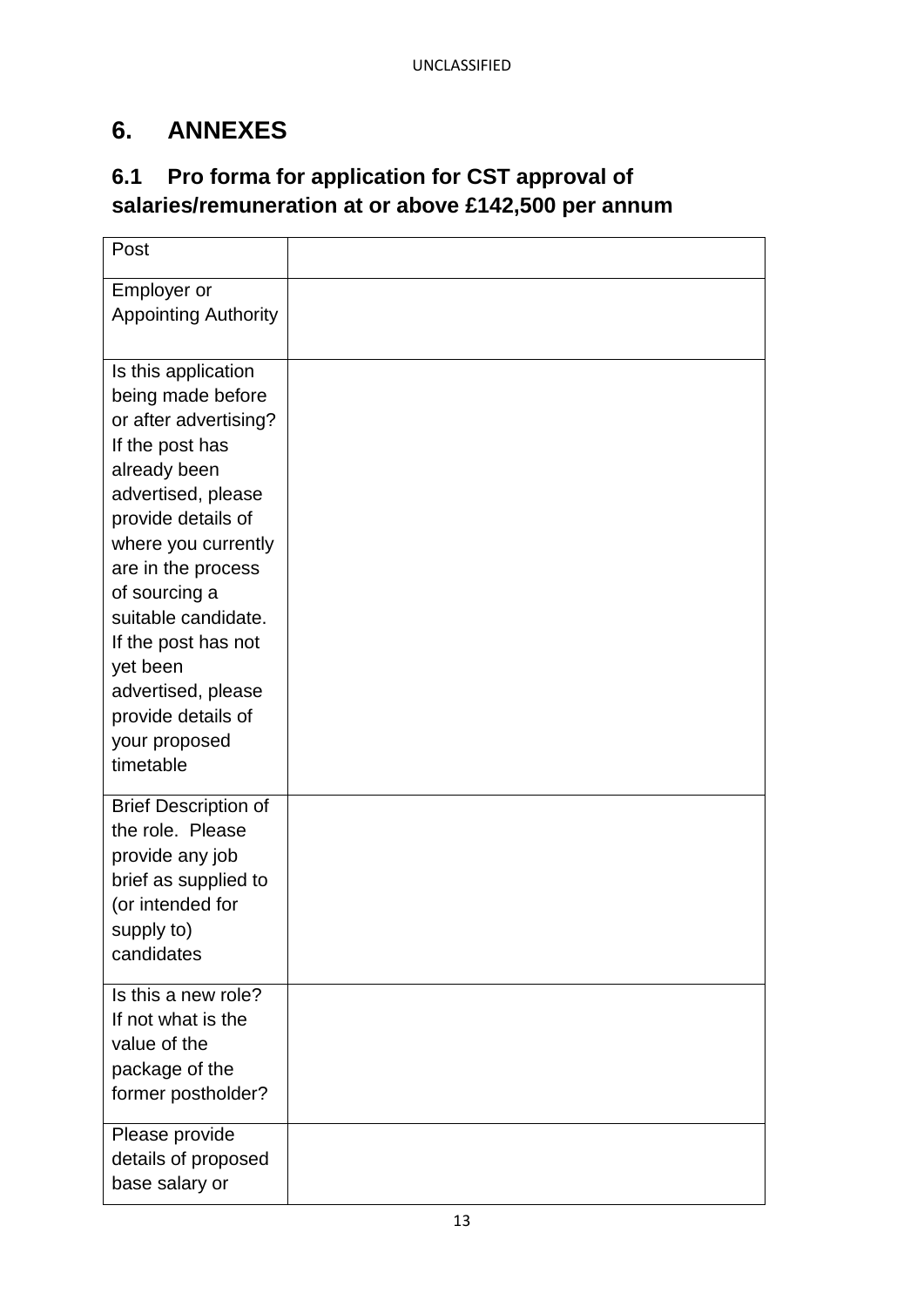# 6. ANNEXES

## 6.1 Pro forma for application for CST approval of salaries/remuneration at or above £142,500 per annum

| | |
|---|---|
| Post | |
| Employer or Appointing Authority | |
| Is this application being made before or after advertising? If the post has already been advertised, please provide details of where you currently are in the process of sourcing a suitable candidate. If the post has not yet been advertised, please provide details of your proposed timetable | |
| Brief Description of the role. Please provide any job brief as supplied to (or intended for supply to) candidates | |
| Is this a new role? If not what is the value of the package of the former postholder? | |
| Please provide details of proposed base salary or | |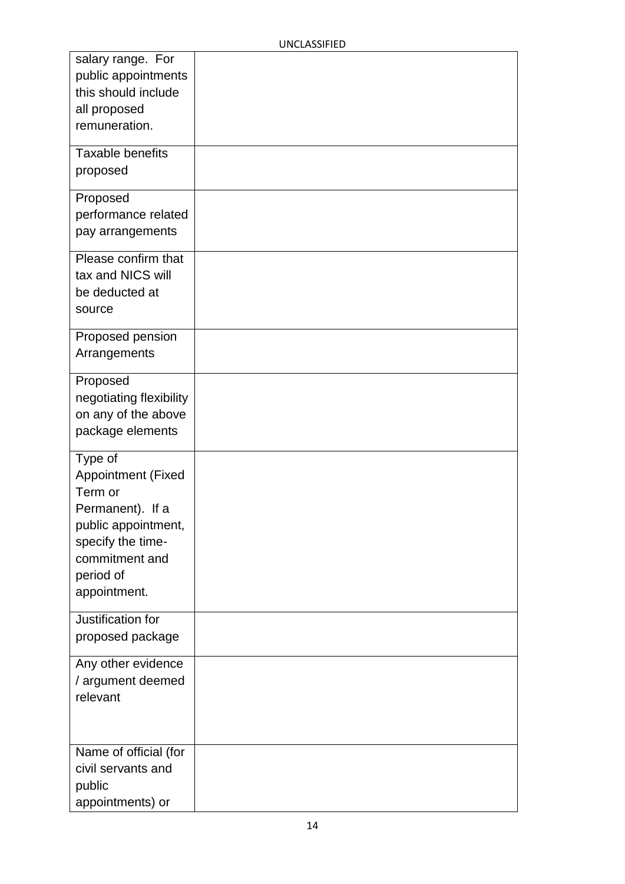| | |
|---|---|
| salary range. For public appointments this should include all proposed remuneration. | |
| Taxable benefits proposed | |
| Proposed performance related pay arrangements | |
| Please confirm that tax and NICS will be deducted at source | |
| Proposed pension Arrangements | |
| Proposed negotiating flexibility on any of the above package elements | |
| Type of Appointment (Fixed Term or Permanent). If a public appointment, specify the time-commitment and period of appointment. | |
| Justification for proposed package | |
| Any other evidence / argument deemed relevant | |
| Name of official (for civil servants and public appointments) or | |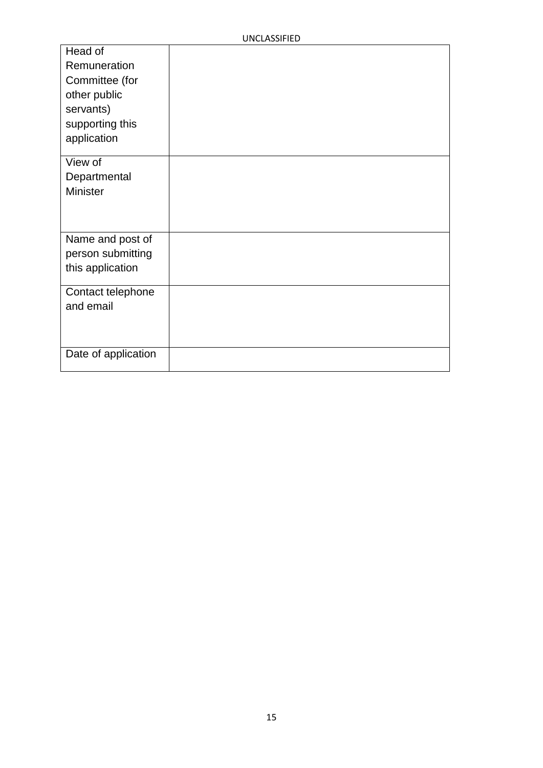| | |
|---|---|
| Head of Remuneration Committee (for other public servants) supporting this application | |
| View of Departmental Minister | |
| Name and post of person submitting this application | |
| Contact telephone and email | |
| Date of application | |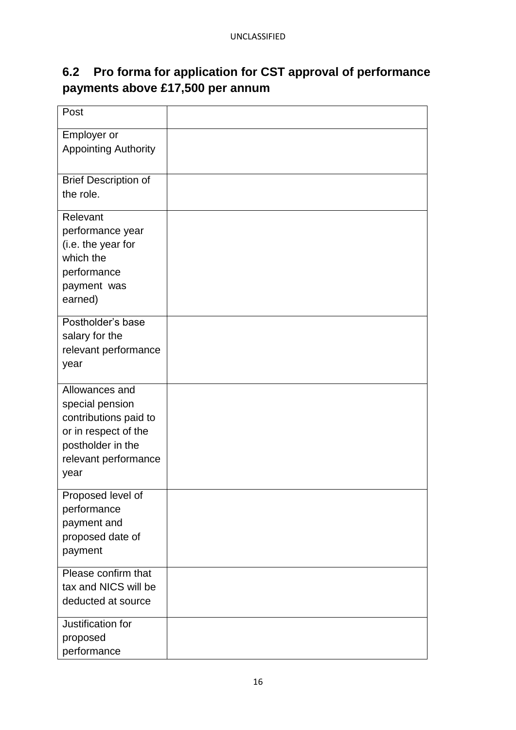## 6.2 Pro forma for application for CST approval of performance payments above £17,500 per annum

| | |
|---|---|
| Post | |
| Employer or Appointing Authority | |
| Brief Description of the role. | |
| Relevant performance year (i.e. the year for which the performance payment was earned) | |
| Postholder's base salary for the relevant performance year | |
| Allowances and special pension contributions paid to or in respect of the postholder in the relevant performance year | |
| Proposed level of performance payment and proposed date of payment | |
| Please confirm that tax and NICS will be deducted at source | |
| Justification for proposed performance | |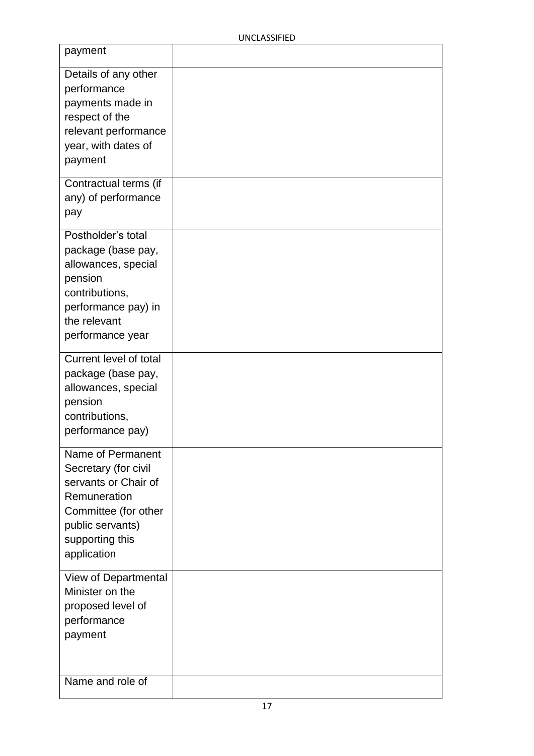| | |
|---|---|
| payment | |
| Details of any other performance payments made in respect of the relevant performance year, with dates of payment | |
| Contractual terms (if any) of performance pay | |
| Postholder's total package (base pay, allowances, special pension contributions, performance pay) in the relevant performance year | |
| Current level of total package (base pay, allowances, special pension contributions, performance pay) | |
| Name of Permanent Secretary (for civil servants or Chair of Remuneration Committee (for other public servants) supporting this application | |
| View of Departmental Minister on the proposed level of performance payment | |
| Name and role of | |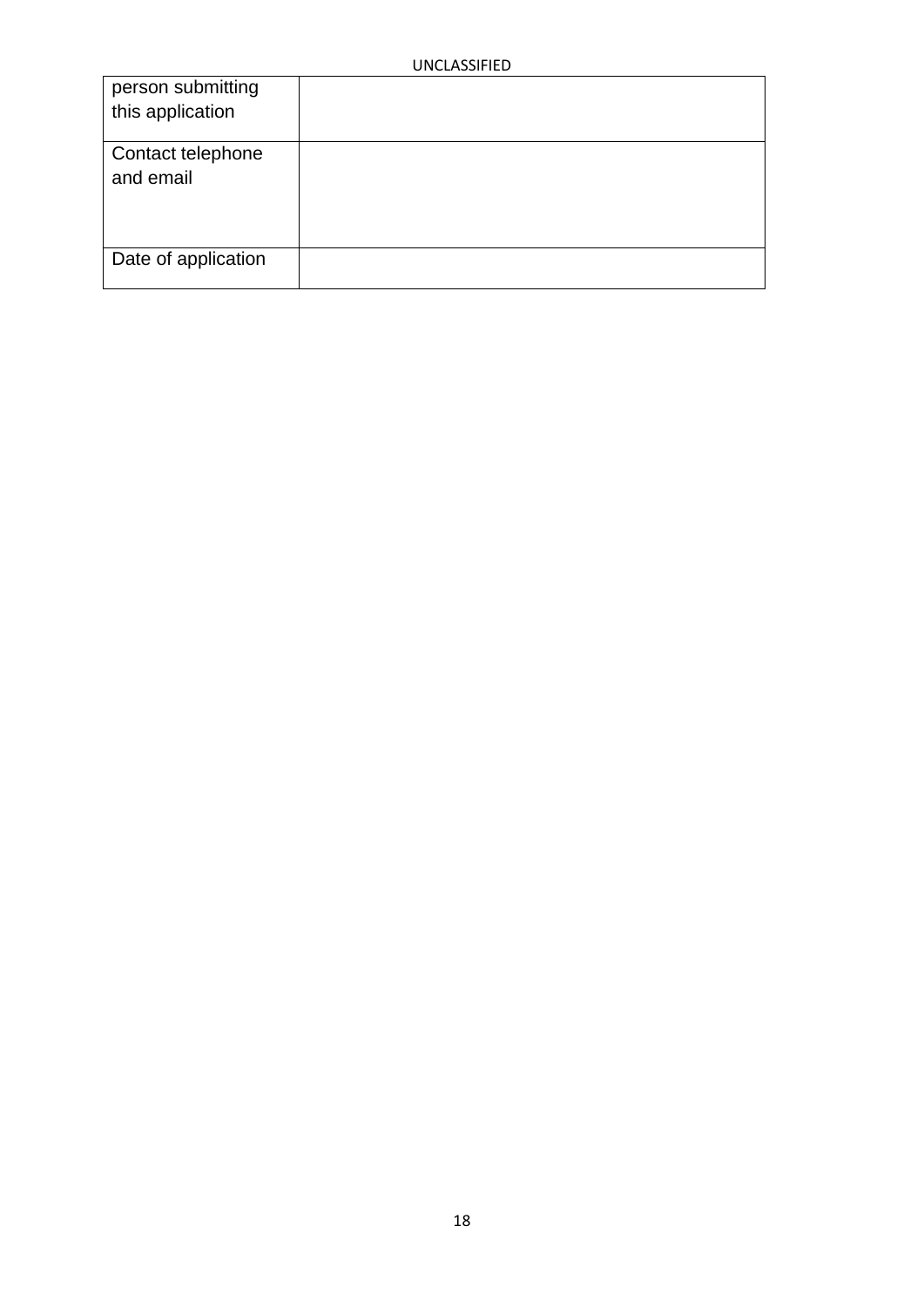| | |
|---|---|
| person submitting this application | |
| Contact telephone and email | |
| Date of application | |